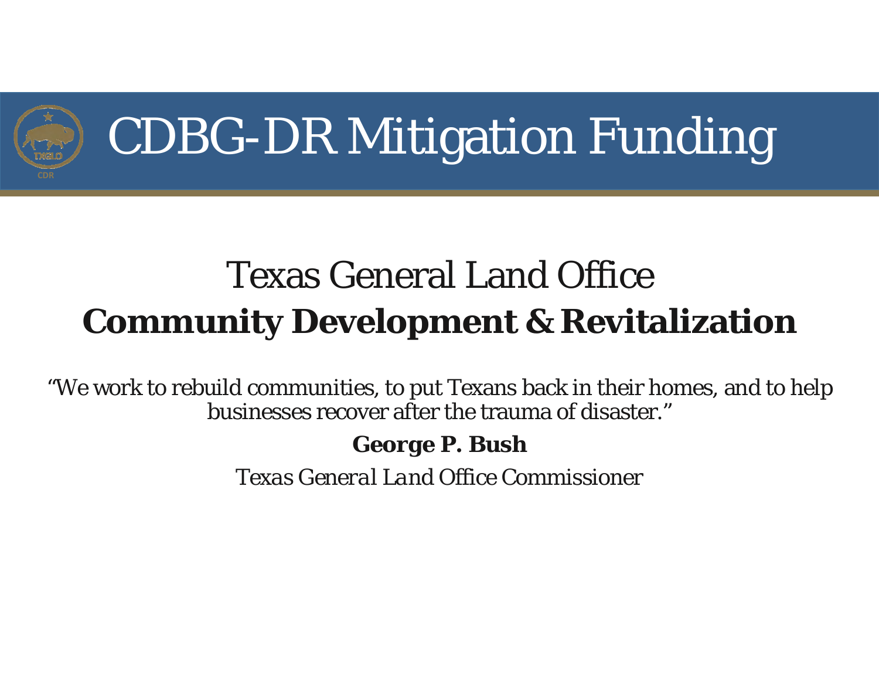# CDBG-DR Mitigation Funding

## Texas General Land Office
## **Community Development & Revitalization**

"We work to rebuild communities, to put Texans back in their homes, and to help businesses recover after the trauma of disaster."

**George P. Bush**

*Texas General Land Office Commissioner*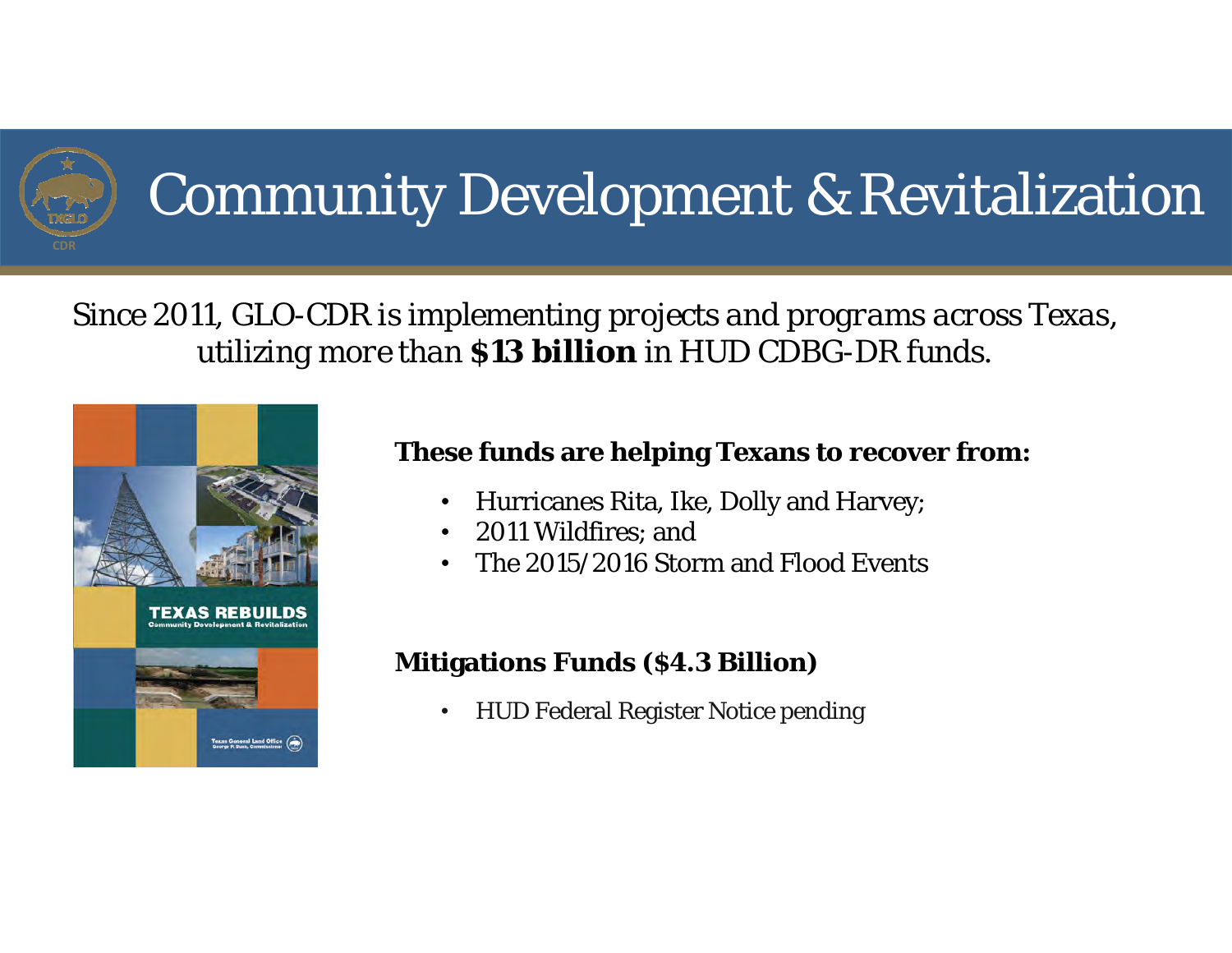# Community Development & Revitalization

*Since 2011, GLO-CDR is implementing projects and programs across Texas, utilizing more than* ***$13 billion*** *in HUD CDBG-DR funds.*

**These funds are helping Texans to recover from:**

- Hurricanes Rita, Ike, Dolly and Harvey;
- 2011 Wildfires; and
- The 2015/2016 Storm and Flood Events

**Mitigations Funds ($4.3 Billion)**

- HUD Federal Register Notice pending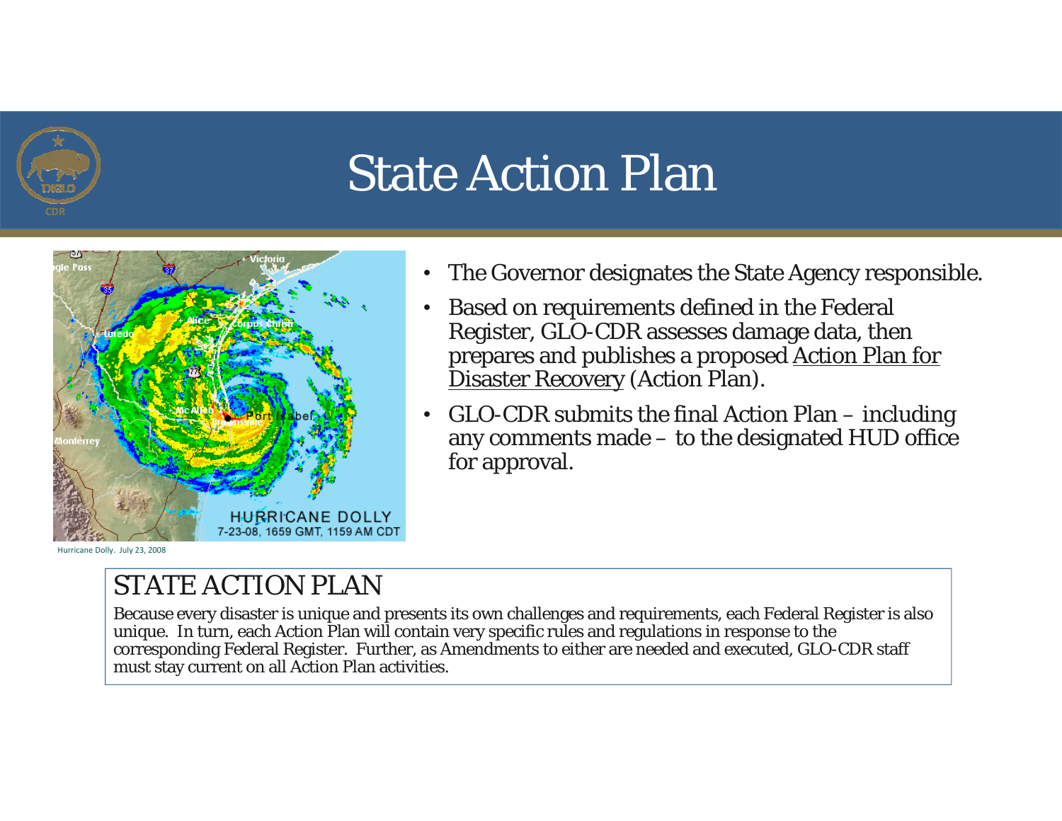# State Action Plan

- The Governor designates the State Agency responsible.
- Based on requirements defined in the Federal Register, GLO-CDR assesses damage data, then prepares and publishes a proposed Action Plan for Disaster Recovery (Action Plan).
- GLO-CDR submits the final Action Plan – including any comments made – to the designated HUD office for approval.

Hurricane Dolly. July 23, 2008

## STATE ACTION PLAN

Because every disaster is unique and presents its own challenges and requirements, each Federal Register is also unique. In turn, each Action Plan will contain very specific rules and regulations in response to the corresponding Federal Register. Further, as Amendments to either are needed and executed, GLO-CDR staff must stay current on all Action Plan activities.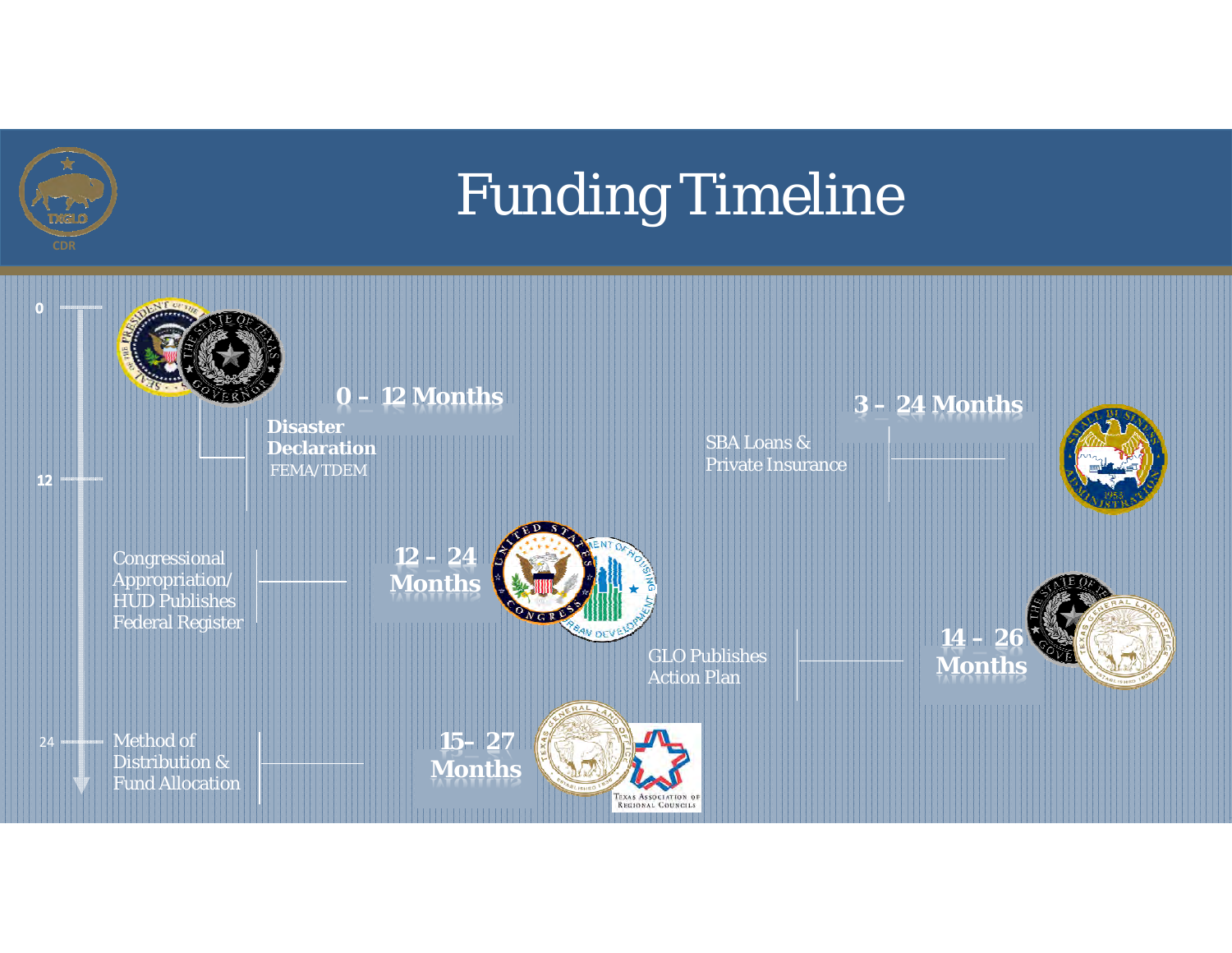# Funding Timeline

0

12

24

**0 – 12 Months**

**Disaster Declaration**
FEMA/TDEM

**3 – 24 Months**

SBA Loans & Private Insurance

**12 – 24 Months**

Congressional Appropriation/ HUD Publishes Federal Register

**14 – 26 Months**

GLO Publishes Action Plan

**15– 27 Months**

Method of Distribution & Fund Allocation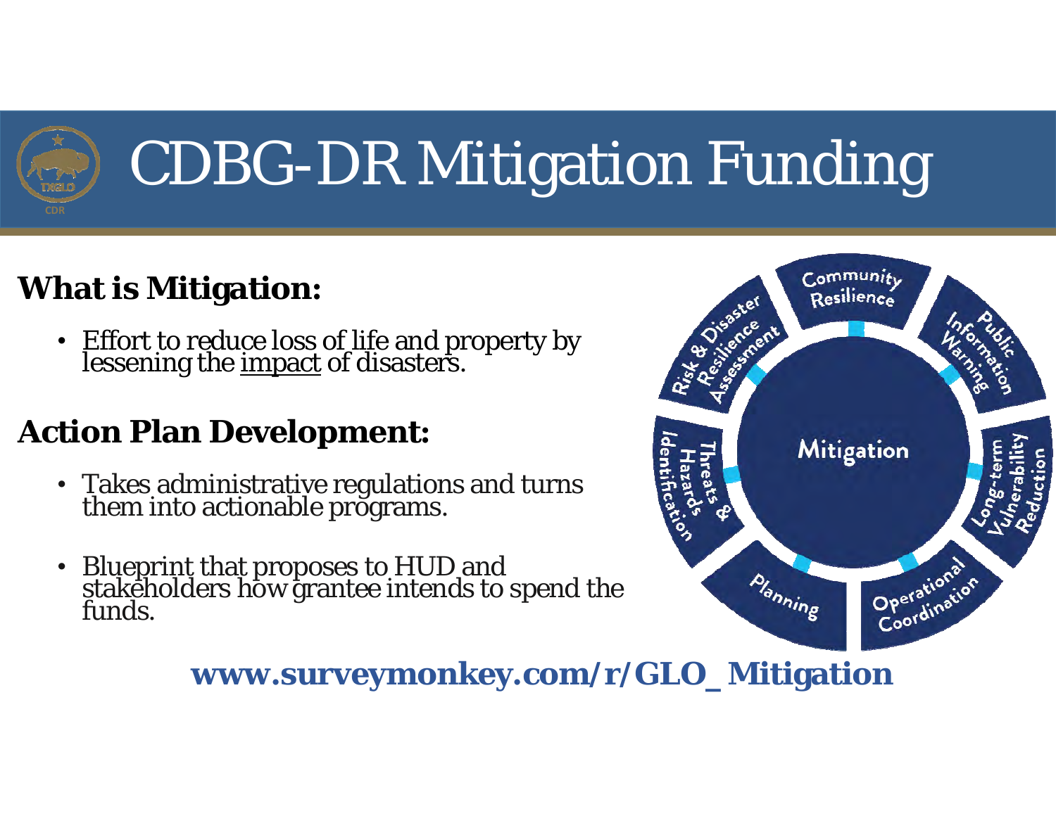# CDBG-DR Mitigation Funding

**What is Mitigation:**

- Effort to reduce loss of life and property by lessening the impact of disasters.

**Action Plan Development:**

- Takes administrative regulations and turns them into actionable programs.
- Blueprint that proposes to HUD and stakeholders how grantee intends to spend the funds.

Mitigation

- Community Resilience
- Public Information Warning
- Long-term Vulnerability Reduction
- Operational Coordination
- Planning
- Threats & Hazards Identification
- Risk & Disaster Resilience Assessment

**www.surveymonkey.com/r/GLO_Mitigation**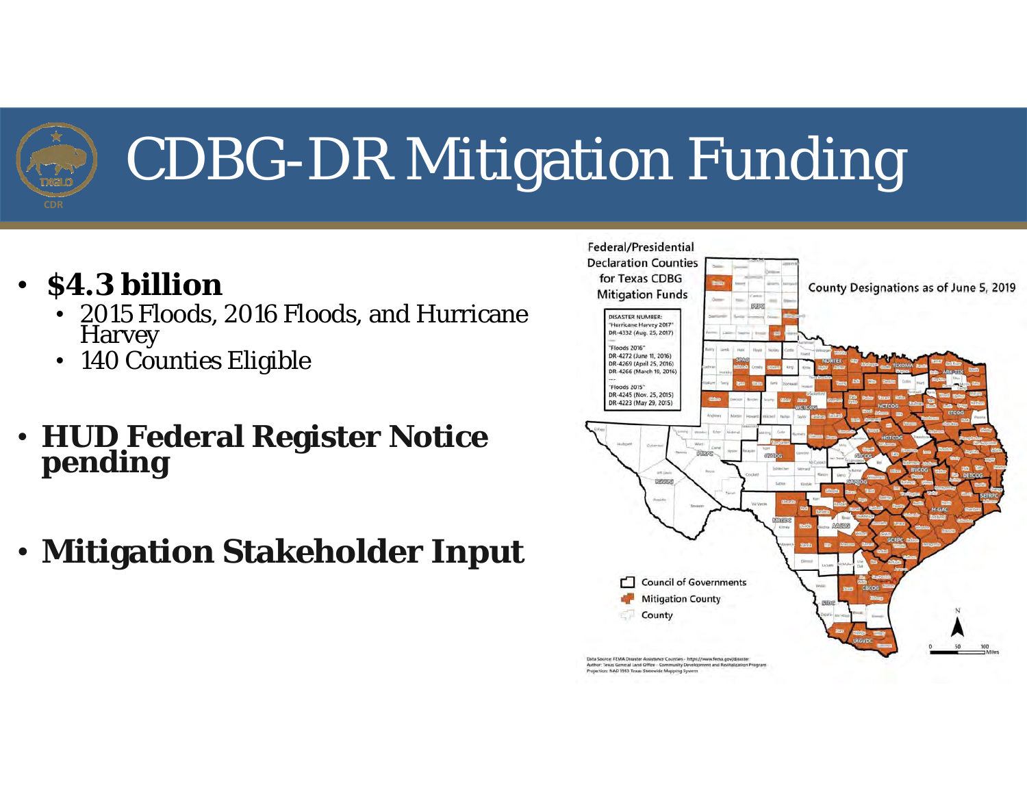# CDBG-DR Mitigation Funding

- **$4.3 billion**
  - 2015 Floods, 2016 Floods, and Hurricane Harvey
  - 140 Counties Eligible
- **HUD Federal Register Notice pending**
- **Mitigation Stakeholder Input**

Federal/Presidential Declaration Counties for Texas CDBG Mitigation Funds

County Designations as of June 5, 2019

DISASTER NUMBER:
"Hurricane Harvey 2017"
DR-4332 (Aug. 25, 2017)

"Floods 2016"
DR-4272 (June 11, 2016)
DR-4269 (April 25, 2016)
DR-4266 (March 19, 2016)

"Floods 2015"
DR-4245 (Nov. 25, 2015)
DR-4223 (May 29, 2015)

Council of Governments
Mitigation County
County

Data Source: FEMA Disaster Assistance Counties - https://www.fema.gov/disaster
Author: Texas General Land Office - Community Development and Revitalization Program
Projection: NAD 1983 Texas Statewide Mapping System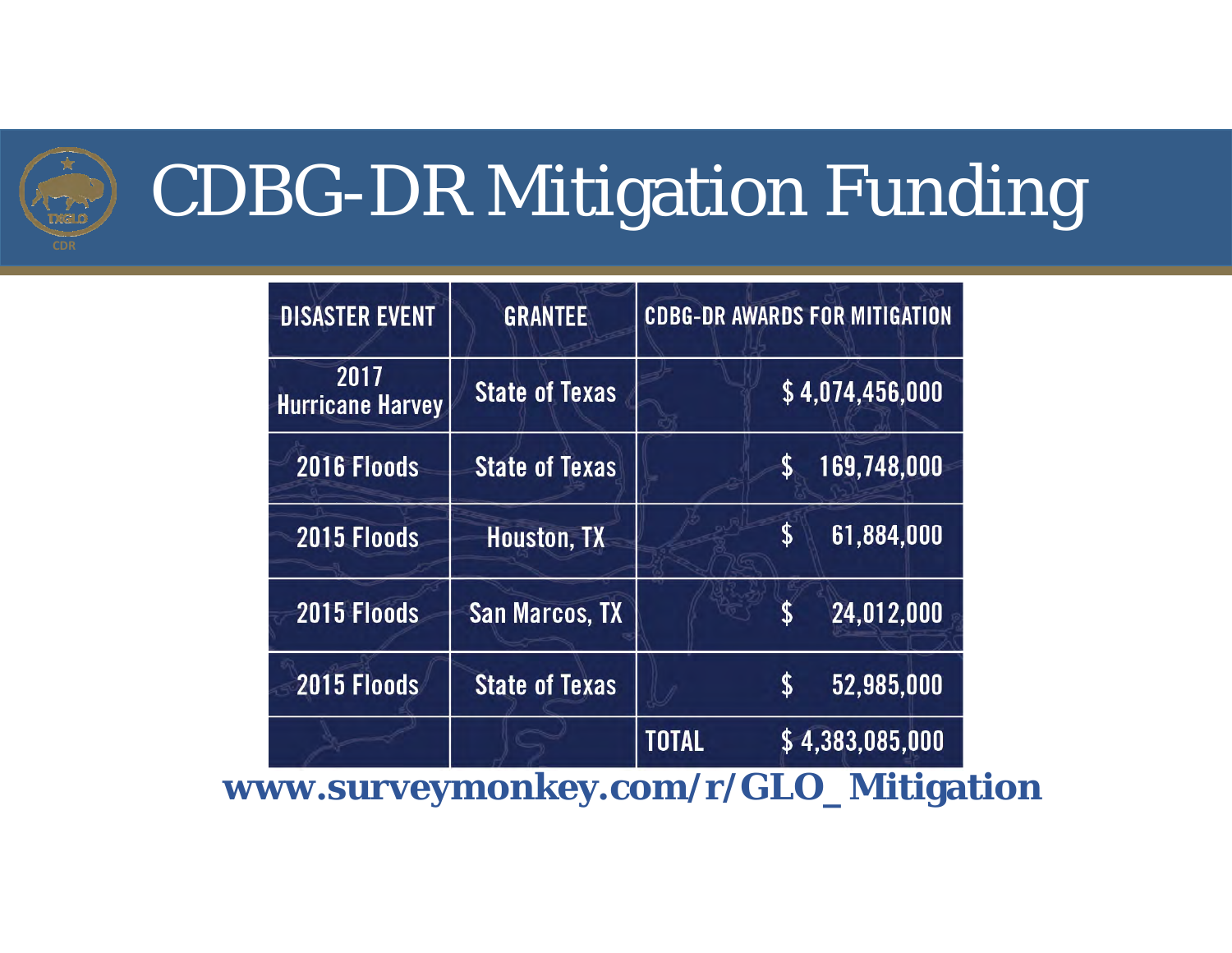# CDBG-DR Mitigation Funding

| DISASTER EVENT | GRANTEE | CDBG-DR AWARDS FOR MITIGATION |
|---|---|---|
| 2017 Hurricane Harvey | State of Texas | $ 4,074,456,000 |
| 2016 Floods | State of Texas | $ 169,748,000 |
| 2015 Floods | Houston, TX | $ 61,884,000 |
| 2015 Floods | San Marcos, TX | $ 24,012,000 |
| 2015 Floods | State of Texas | $ 52,985,000 |
| | | TOTAL $ 4,383,085,000 |

**www.surveymonkey.com/r/GLO_Mitigation**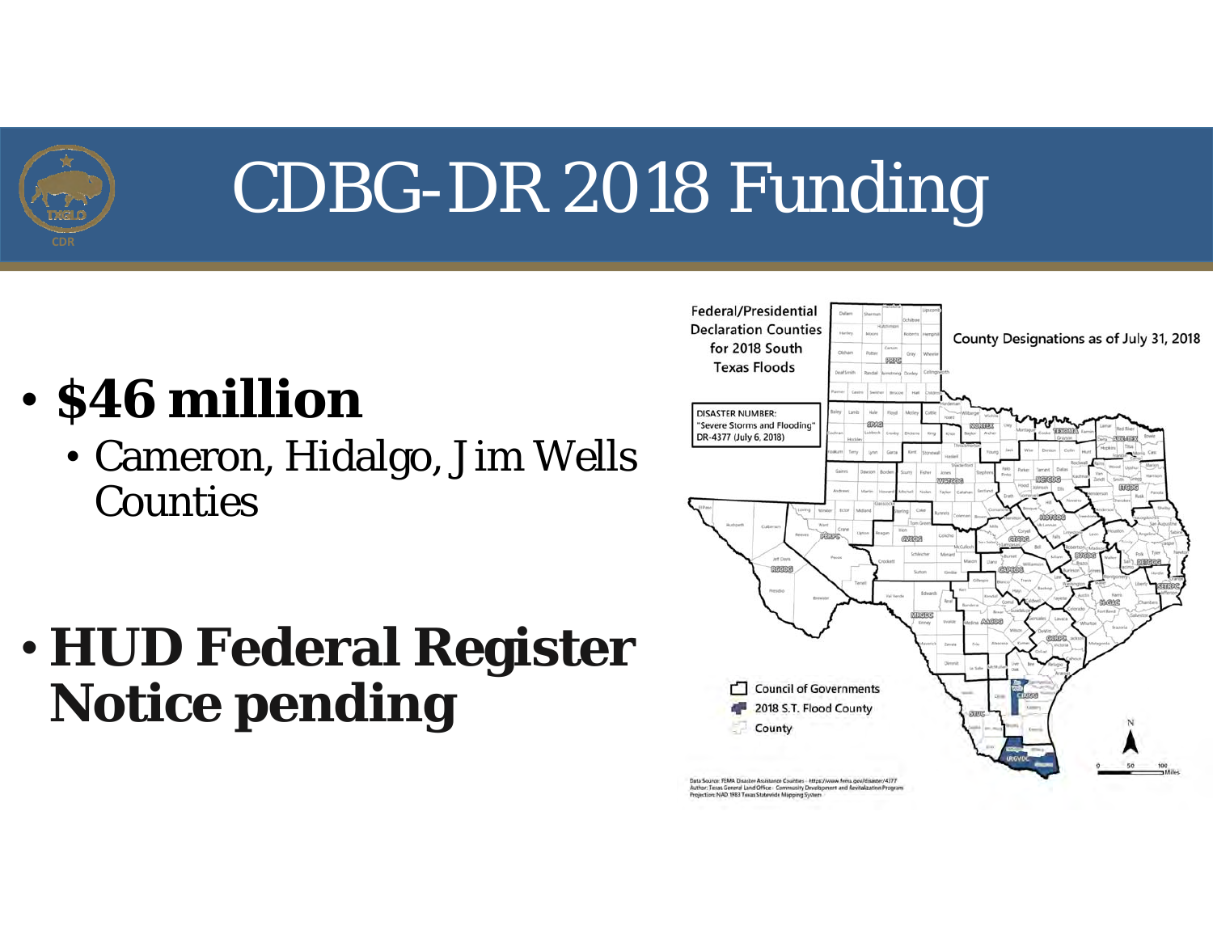# CDBG-DR 2018 Funding

- **$46 million**
  - Cameron, Hidalgo, Jim Wells Counties
- **HUD Federal Register Notice pending**

Federal/Presidential Declaration Counties for 2018 South Texas Floods

County Designations as of July 31, 2018

DISASTER NUMBER:
"Severe Storms and Flooding"
DR-4377 (July 6, 2018)

Council of Governments
2018 S.T. Flood County
County

Data Source: FEMA Disaster Assistance Counties - https://www.fema.gov/disaster/4377
Author: Texas General Land Office - Community Development and Revitalization Program
Projection: NAD 1983 Texas Statewide Mapping System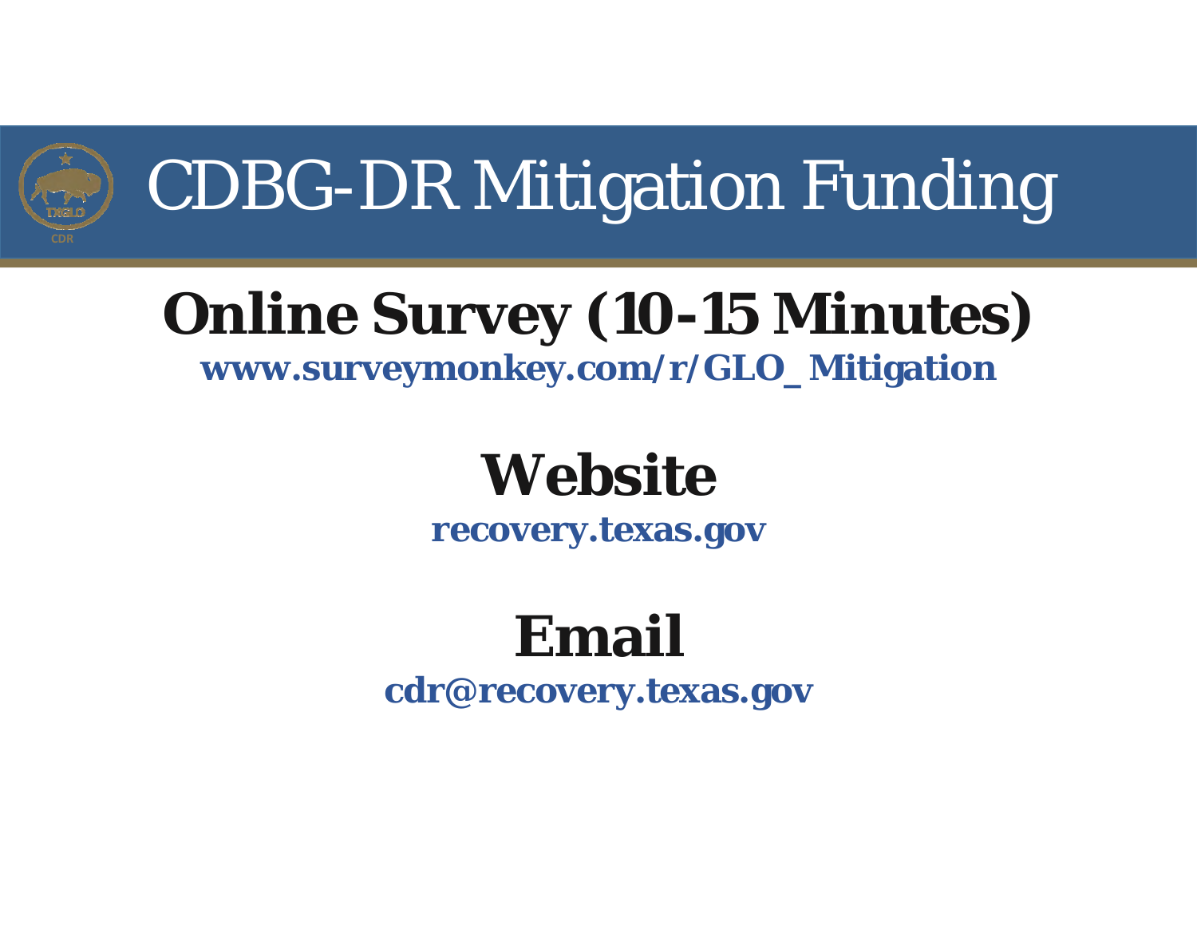# CDBG-DR Mitigation Funding

## Online Survey (10-15 Minutes)

**www.surveymonkey.com/r/GLO_Mitigation**

## Website

**recovery.texas.gov**

## Email

**cdr@recovery.texas.gov**